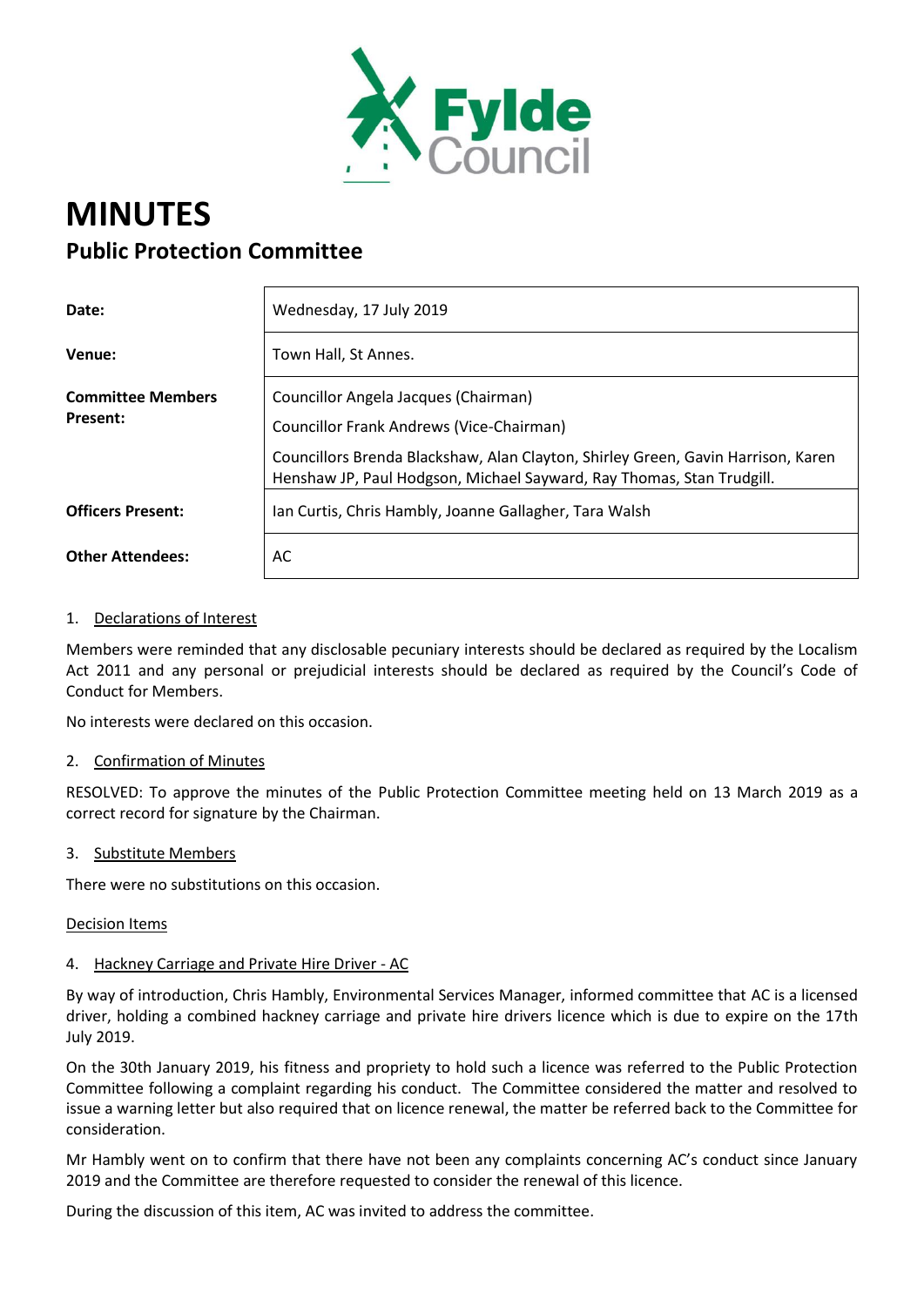# MINUTES

## Public Protection Committee

| | |
|---|---|
| **Date:** | Wednesday, 17 July 2019 |
| **Venue:** | Town Hall, St Annes. |
| **Committee Members Present:** | Councillor Angela Jacques (Chairman)<br>Councillor Frank Andrews (Vice-Chairman)<br>Councillors Brenda Blackshaw, Alan Clayton, Shirley Green, Gavin Harrison, Karen Henshaw JP, Paul Hodgson, Michael Sayward, Ray Thomas, Stan Trudgill. |
| **Officers Present:** | Ian Curtis, Chris Hambly, Joanne Gallagher, Tara Walsh |
| **Other Attendees:** | AC |

1. Declarations of Interest

Members were reminded that any disclosable pecuniary interests should be declared as required by the Localism Act 2011 and any personal or prejudicial interests should be declared as required by the Council's Code of Conduct for Members.

No interests were declared on this occasion.

2. Confirmation of Minutes

RESOLVED: To approve the minutes of the Public Protection Committee meeting held on 13 March 2019 as a correct record for signature by the Chairman.

3. Substitute Members

There were no substitutions on this occasion.

Decision Items

4. Hackney Carriage and Private Hire Driver - AC

By way of introduction, Chris Hambly, Environmental Services Manager, informed committee that AC is a licensed driver, holding a combined hackney carriage and private hire drivers licence which is due to expire on the 17th July 2019.

On the 30th January 2019, his fitness and propriety to hold such a licence was referred to the Public Protection Committee following a complaint regarding his conduct. The Committee considered the matter and resolved to issue a warning letter but also required that on licence renewal, the matter be referred back to the Committee for consideration.

Mr Hambly went on to confirm that there have not been any complaints concerning AC's conduct since January 2019 and the Committee are therefore requested to consider the renewal of this licence.

During the discussion of this item, AC was invited to address the committee.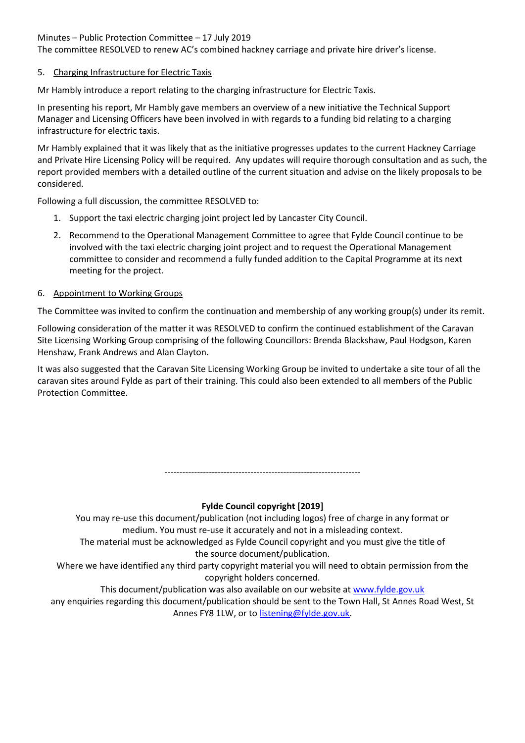The committee RESOLVED to renew AC's combined hackney carriage and private hire driver's license.

5. Charging Infrastructure for Electric Taxis

Mr Hambly introduce a report relating to the charging infrastructure for Electric Taxis.

In presenting his report, Mr Hambly gave members an overview of a new initiative the Technical Support Manager and Licensing Officers have been involved in with regards to a funding bid relating to a charging infrastructure for electric taxis.

Mr Hambly explained that it was likely that as the initiative progresses updates to the current Hackney Carriage and Private Hire Licensing Policy will be required. Any updates will require thorough consultation and as such, the report provided members with a detailed outline of the current situation and advise on the likely proposals to be considered.

Following a full discussion, the committee RESOLVED to:

1. Support the taxi electric charging joint project led by Lancaster City Council.
2. Recommend to the Operational Management Committee to agree that Fylde Council continue to be involved with the taxi electric charging joint project and to request the Operational Management committee to consider and recommend a fully funded addition to the Capital Programme at its next meeting for the project.

6. Appointment to Working Groups

The Committee was invited to confirm the continuation and membership of any working group(s) under its remit.

Following consideration of the matter it was RESOLVED to confirm the continued establishment of the Caravan Site Licensing Working Group comprising of the following Councillors: Brenda Blackshaw, Paul Hodgson, Karen Henshaw, Frank Andrews and Alan Clayton.

It was also suggested that the Caravan Site Licensing Working Group be invited to undertake a site tour of all the caravan sites around Fylde as part of their training. This could also been extended to all members of the Public Protection Committee.

------------------------------------------------------------------

**Fylde Council copyright [2019]**

You may re-use this document/publication (not including logos) free of charge in any format or medium. You must re-use it accurately and not in a misleading context.
The material must be acknowledged as Fylde Council copyright and you must give the title of the source document/publication.
Where we have identified any third party copyright material you will need to obtain permission from the copyright holders concerned.
This document/publication was also available on our website at www.fylde.gov.uk
any enquiries regarding this document/publication should be sent to the Town Hall, St Annes Road West, St Annes FY8 1LW, or to listening@fylde.gov.uk.